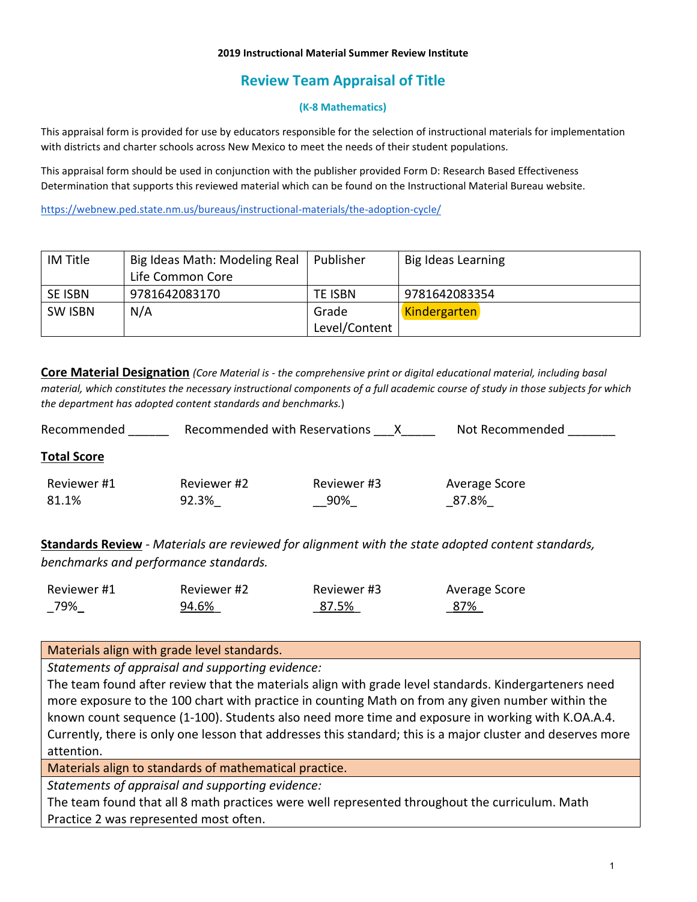**2019 Instructional Material Summer Review Institute**

## Review Team Appraisal of Title

**(K-8 Mathematics)**

This appraisal form is provided for use by educators responsible for the selection of instructional materials for implementation with districts and charter schools across New Mexico to meet the needs of their student populations.

This appraisal form should be used in conjunction with the publisher provided Form D: Research Based Effectiveness Determination that supports this reviewed material which can be found on the Instructional Material Bureau website.

https://webnew.ped.state.nm.us/bureaus/instructional-materials/the-adoption-cycle/

| IM Title | Big Ideas Math: Modeling Real Life Common Core | Publisher | Big Ideas Learning |
|---|---|---|---|
| SE ISBN | 9781642083170 | TE ISBN | 9781642083354 |
| SW ISBN | N/A | Grade Level/Content | Kindergarten |

**Core Material Designation** *(Core Material is - the comprehensive print or digital educational material, including basal material, which constitutes the necessary instructional components of a full academic course of study in those subjects for which the department has adopted content standards and benchmarks.*)

Recommended ______ Recommended with Reservations ___X_____ Not Recommended _______

**Total Score**

| Reviewer #1 | Reviewer #2 | Reviewer #3 | Average Score |
|---|---|---|---|
| 81.1% | 92.3% | 90% | 87.8% |

**Standards Review** - *Materials are reviewed for alignment with the state adopted content standards, benchmarks and performance standards.*

| Reviewer #1 | Reviewer #2 | Reviewer #3 | Average Score |
|---|---|---|---|
| 79% | 94.6% | 87.5% | 87% |

| Materials align with grade level standards. |
|---|
| *Statements of appraisal and supporting evidence:* The team found after review that the materials align with grade level standards. Kindergarteners need more exposure to the 100 chart with practice in counting Math on from any given number within the known count sequence (1-100). Students also need more time and exposure in working with K.OA.A.4. Currently, there is only one lesson that addresses this standard; this is a major cluster and deserves more attention. |
| **Materials align to standards of mathematical practice.** |
| *Statements of appraisal and supporting evidence:* The team found that all 8 math practices were well represented throughout the curriculum. Math Practice 2 was represented most often. |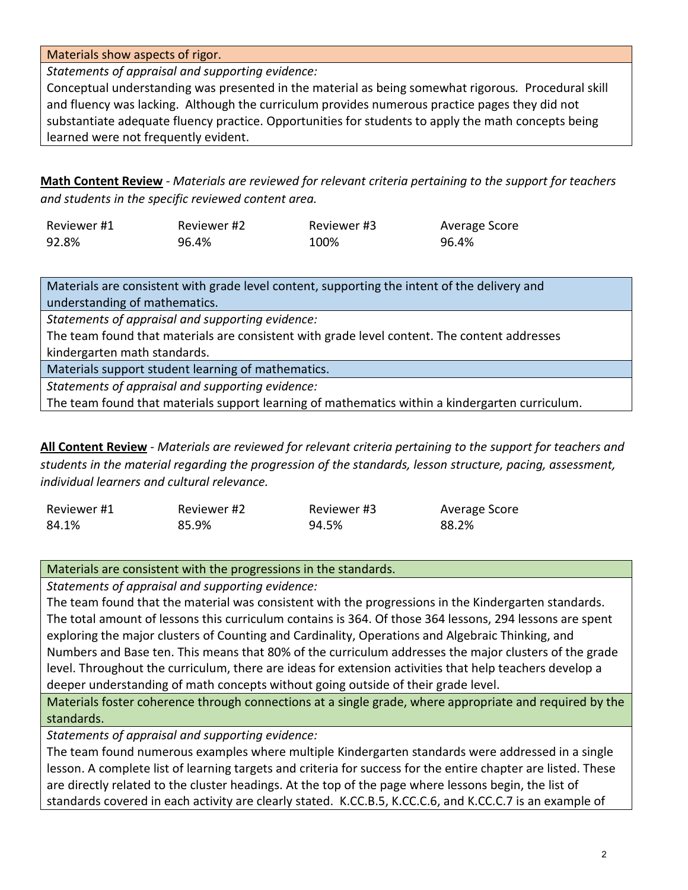| Materials show aspects of rigor. |
| --- |
| *Statements of appraisal and supporting evidence:* |
| Conceptual understanding was presented in the material as being somewhat rigorous. Procedural skill and fluency was lacking. Although the curriculum provides numerous practice pages they did not substantiate adequate fluency practice. Opportunities for students to apply the math concepts being learned were not frequently evident. |

**Math Content Review** - *Materials are reviewed for relevant criteria pertaining to the support for teachers and students in the specific reviewed content area.*

| Reviewer #1 | Reviewer #2 | Reviewer #3 | Average Score |
| --- | --- | --- | --- |
| 92.8% | 96.4% | 100% | 96.4% |

| Materials are consistent with grade level content, supporting the intent of the delivery and understanding of mathematics. |
| --- |
| *Statements of appraisal and supporting evidence:* |
| The team found that materials are consistent with grade level content. The content addresses kindergarten math standards. |
| Materials support student learning of mathematics. |
| *Statements of appraisal and supporting evidence:* |
| The team found that materials support learning of mathematics within a kindergarten curriculum. |

**All Content Review** - *Materials are reviewed for relevant criteria pertaining to the support for teachers and students in the material regarding the progression of the standards, lesson structure, pacing, assessment, individual learners and cultural relevance.*

| Reviewer #1 | Reviewer #2 | Reviewer #3 | Average Score |
| --- | --- | --- | --- |
| 84.1% | 85.9% | 94.5% | 88.2% |

| Materials are consistent with the progressions in the standards. |
| --- |
| *Statements of appraisal and supporting evidence:* |
| The team found that the material was consistent with the progressions in the Kindergarten standards. The total amount of lessons this curriculum contains is 364. Of those 364 lessons, 294 lessons are spent exploring the major clusters of Counting and Cardinality, Operations and Algebraic Thinking, and Numbers and Base ten. This means that 80% of the curriculum addresses the major clusters of the grade level. Throughout the curriculum, there are ideas for extension activities that help teachers develop a deeper understanding of math concepts without going outside of their grade level. |
| Materials foster coherence through connections at a single grade, where appropriate and required by the standards. |
| *Statements of appraisal and supporting evidence:* |
| The team found numerous examples where multiple Kindergarten standards were addressed in a single lesson. A complete list of learning targets and criteria for success for the entire chapter are listed. These are directly related to the cluster headings. At the top of the page where lessons begin, the list of standards covered in each activity are clearly stated. K.CC.B.5, K.CC.C.6, and K.CC.C.7 is an example of |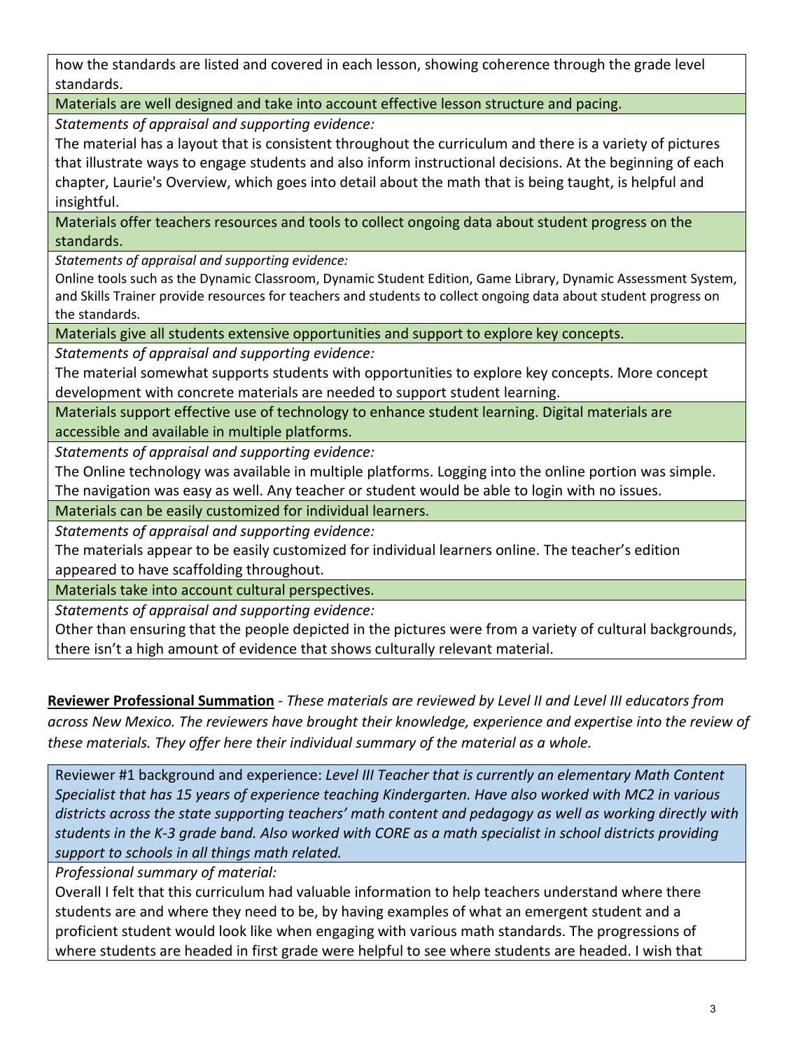how the standards are listed and covered in each lesson, showing coherence through the grade level standards.

**Materials are well designed and take into account effective lesson structure and pacing.**

*Statements of appraisal and supporting evidence:*

The material has a layout that is consistent throughout the curriculum and there is a variety of pictures that illustrate ways to engage students and also inform instructional decisions. At the beginning of each chapter, Laurie's Overview, which goes into detail about the math that is being taught, is helpful and insightful.

**Materials offer teachers resources and tools to collect ongoing data about student progress on the standards.**

*Statements of appraisal and supporting evidence:*

Online tools such as the Dynamic Classroom, Dynamic Student Edition, Game Library, Dynamic Assessment System, and Skills Trainer provide resources for teachers and students to collect ongoing data about student progress on the standards.

**Materials give all students extensive opportunities and support to explore key concepts.**

*Statements of appraisal and supporting evidence:*

The material somewhat supports students with opportunities to explore key concepts. More concept development with concrete materials are needed to support student learning.

**Materials support effective use of technology to enhance student learning. Digital materials are accessible and available in multiple platforms.**

*Statements of appraisal and supporting evidence:*

The Online technology was available in multiple platforms. Logging into the online portion was simple. The navigation was easy as well. Any teacher or student would be able to login with no issues.

**Materials can be easily customized for individual learners.**

*Statements of appraisal and supporting evidence:*

The materials appear to be easily customized for individual learners online. The teacher's edition appeared to have scaffolding throughout.

**Materials take into account cultural perspectives.**

*Statements of appraisal and supporting evidence:*

Other than ensuring that the people depicted in the pictures were from a variety of cultural backgrounds, there isn't a high amount of evidence that shows culturally relevant material.

**Reviewer Professional Summation** - *These materials are reviewed by Level II and Level III educators from across New Mexico. The reviewers have brought their knowledge, experience and expertise into the review of these materials. They offer here their individual summary of the material as a whole.*

Reviewer #1 background and experience: *Level III Teacher that is currently an elementary Math Content Specialist that has 15 years of experience teaching Kindergarten. Have also worked with MC2 in various districts across the state supporting teachers' math content and pedagogy as well as working directly with students in the K-3 grade band. Also worked with CORE as a math specialist in school districts providing support to schools in all things math related.*

*Professional summary of material:*

Overall I felt that this curriculum had valuable information to help teachers understand where there students are and where they need to be, by having examples of what an emergent student and a proficient student would look like when engaging with various math standards. The progressions of where students are headed in first grade were helpful to see where students are headed. I wish that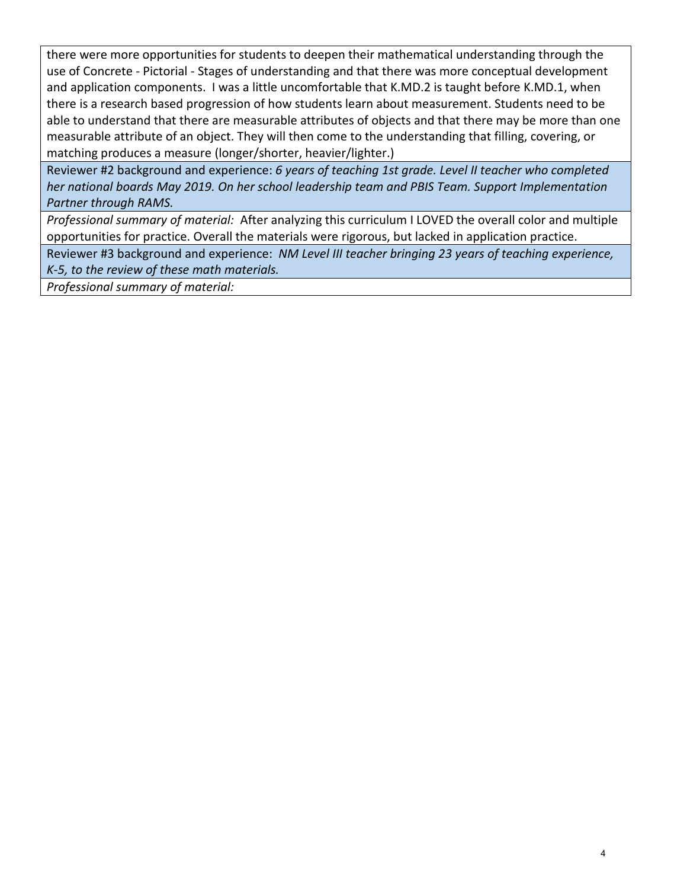there were more opportunities for students to deepen their mathematical understanding through the use of Concrete - Pictorial - Stages of understanding and that there was more conceptual development and application components. I was a little uncomfortable that K.MD.2 is taught before K.MD.1, when there is a research based progression of how students learn about measurement. Students need to be able to understand that there are measurable attributes of objects and that there may be more than one measurable attribute of an object. They will then come to the understanding that filling, covering, or matching produces a measure (longer/shorter, heavier/lighter.)

Reviewer #2 background and experience: *6 years of teaching 1st grade. Level II teacher who completed her national boards May 2019. On her school leadership team and PBIS Team. Support Implementation Partner through RAMS.*

*Professional summary of material:* After analyzing this curriculum I LOVED the overall color and multiple opportunities for practice. Overall the materials were rigorous, but lacked in application practice.

Reviewer #3 background and experience: *NM Level III teacher bringing 23 years of teaching experience, K-5, to the review of these math materials.*

*Professional summary of material:*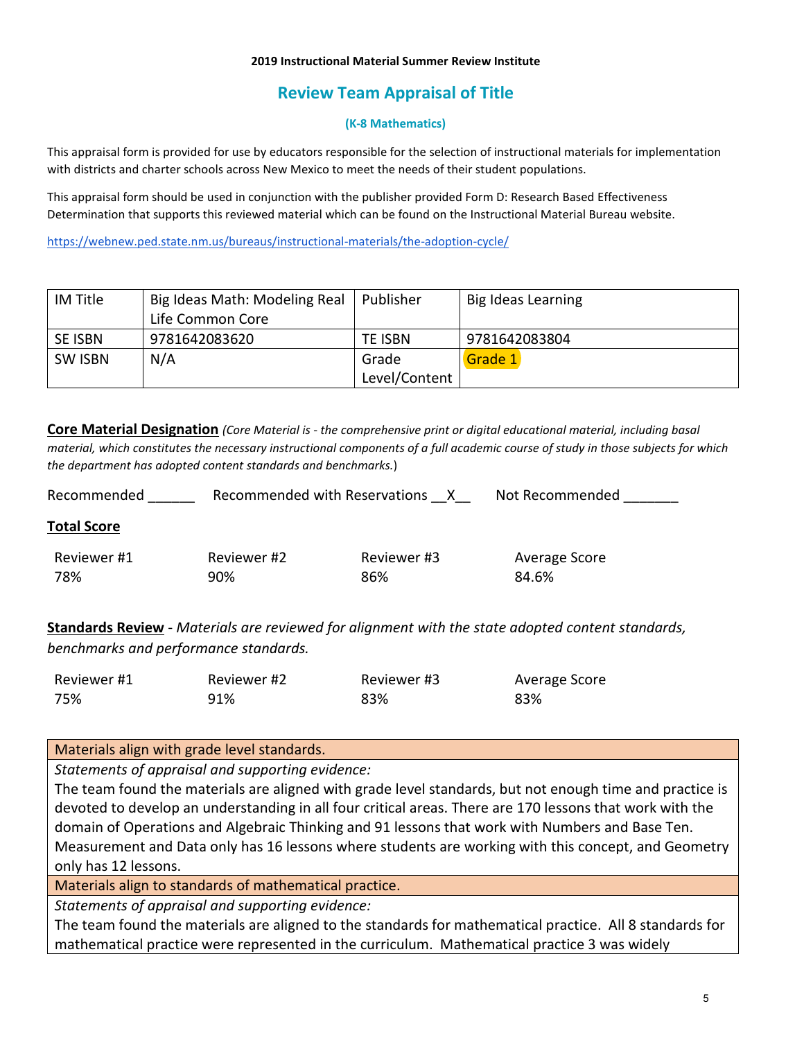**2019 Instructional Material Summer Review Institute**

## Review Team Appraisal of Title

**(K-8 Mathematics)**

This appraisal form is provided for use by educators responsible for the selection of instructional materials for implementation with districts and charter schools across New Mexico to meet the needs of their student populations.

This appraisal form should be used in conjunction with the publisher provided Form D: Research Based Effectiveness Determination that supports this reviewed material which can be found on the Instructional Material Bureau website.

https://webnew.ped.state.nm.us/bureaus/instructional-materials/the-adoption-cycle/

| IM Title | Big Ideas Math: Modeling Real Life Common Core | Publisher | Big Ideas Learning |
|---|---|---|---|
| SE ISBN | 9781642083620 | TE ISBN | 9781642083804 |
| SW ISBN | N/A | Grade Level/Content | Grade 1 |

**Core Material Designation** *(Core Material is - the comprehensive print or digital educational material, including basal material, which constitutes the necessary instructional components of a full academic course of study in those subjects for which the department has adopted content standards and benchmarks.*)

Recommended ______ Recommended with Reservations __X__ Not Recommended _______

**Total Score**

| Reviewer #1 | Reviewer #2 | Reviewer #3 | Average Score |
|---|---|---|---|
| 78% | 90% | 86% | 84.6% |

**Standards Review** - *Materials are reviewed for alignment with the state adopted content standards, benchmarks and performance standards.*

| Reviewer #1 | Reviewer #2 | Reviewer #3 | Average Score |
|---|---|---|---|
| 75% | 91% | 83% | 83% |

| Materials align with grade level standards. |
|---|
| *Statements of appraisal and supporting evidence:* |
| The team found the materials are aligned with grade level standards, but not enough time and practice is devoted to develop an understanding in all four critical areas. There are 170 lessons that work with the domain of Operations and Algebraic Thinking and 91 lessons that work with Numbers and Base Ten. Measurement and Data only has 16 lessons where students are working with this concept, and Geometry only has 12 lessons. |
| Materials align to standards of mathematical practice. |
| *Statements of appraisal and supporting evidence:* |
| The team found the materials are aligned to the standards for mathematical practice. All 8 standards for mathematical practice were represented in the curriculum. Mathematical practice 3 was widely |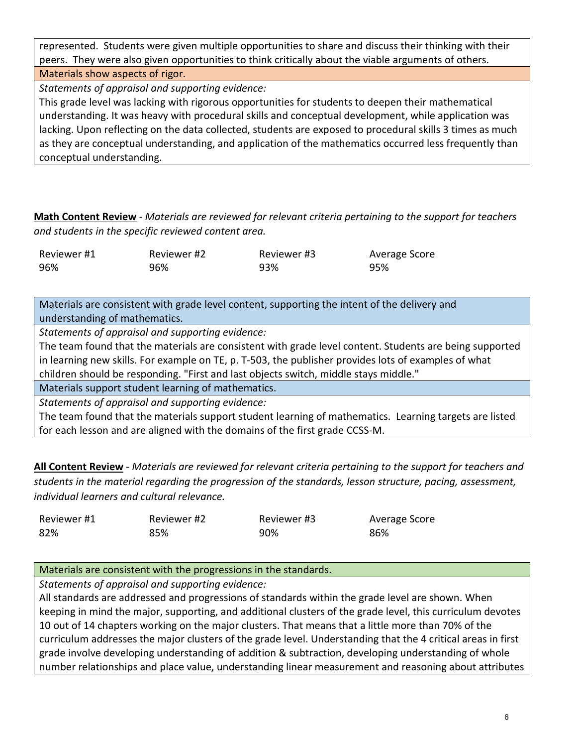represented. Students were given multiple opportunities to share and discuss their thinking with their peers. They were also given opportunities to think critically about the viable arguments of others.

Materials show aspects of rigor.

*Statements of appraisal and supporting evidence:*

This grade level was lacking with rigorous opportunities for students to deepen their mathematical understanding. It was heavy with procedural skills and conceptual development, while application was lacking. Upon reflecting on the data collected, students are exposed to procedural skills 3 times as much as they are conceptual understanding, and application of the mathematics occurred less frequently than conceptual understanding.

**Math Content Review** - *Materials are reviewed for relevant criteria pertaining to the support for teachers and students in the specific reviewed content area.*

| Reviewer #1 | Reviewer #2 | Reviewer #3 | Average Score |
|---|---|---|---|
| 96% | 96% | 93% | 95% |

Materials are consistent with grade level content, supporting the intent of the delivery and understanding of mathematics.

*Statements of appraisal and supporting evidence:*

The team found that the materials are consistent with grade level content. Students are being supported in learning new skills. For example on TE, p. T-503, the publisher provides lots of examples of what children should be responding. "First and last objects switch, middle stays middle."

Materials support student learning of mathematics.

*Statements of appraisal and supporting evidence:*

The team found that the materials support student learning of mathematics. Learning targets are listed for each lesson and are aligned with the domains of the first grade CCSS-M.

**All Content Review** - *Materials are reviewed for relevant criteria pertaining to the support for teachers and students in the material regarding the progression of the standards, lesson structure, pacing, assessment, individual learners and cultural relevance.*

| Reviewer #1 | Reviewer #2 | Reviewer #3 | Average Score |
|---|---|---|---|
| 82% | 85% | 90% | 86% |

Materials are consistent with the progressions in the standards.

*Statements of appraisal and supporting evidence:*

All standards are addressed and progressions of standards within the grade level are shown. When keeping in mind the major, supporting, and additional clusters of the grade level, this curriculum devotes 10 out of 14 chapters working on the major clusters. That means that a little more than 70% of the curriculum addresses the major clusters of the grade level. Understanding that the 4 critical areas in first grade involve developing understanding of addition & subtraction, developing understanding of whole number relationships and place value, understanding linear measurement and reasoning about attributes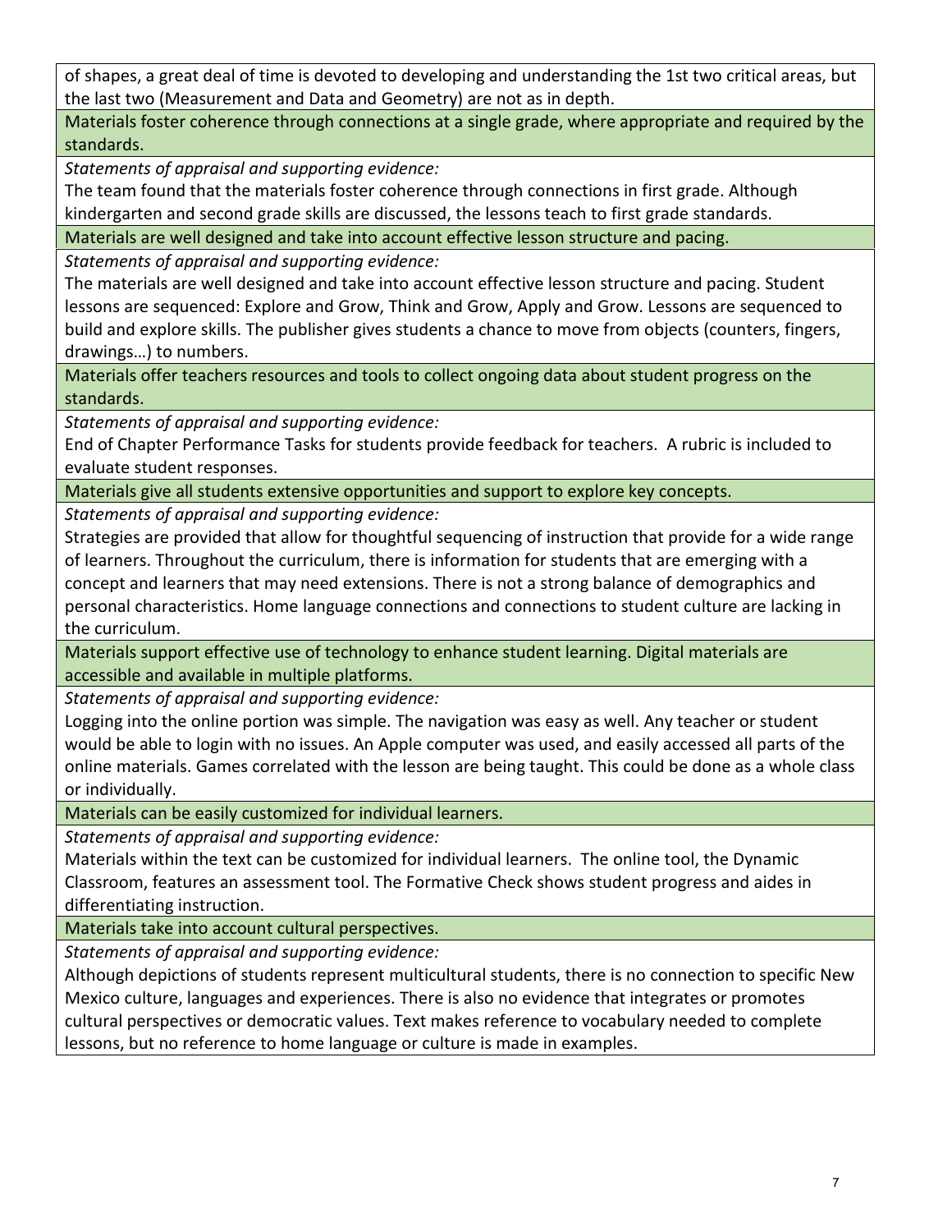of shapes, a great deal of time is devoted to developing and understanding the 1st two critical areas, but the last two (Measurement and Data and Geometry) are not as in depth.

**Materials foster coherence through connections at a single grade, where appropriate and required by the standards.**

*Statements of appraisal and supporting evidence:*

The team found that the materials foster coherence through connections in first grade. Although kindergarten and second grade skills are discussed, the lessons teach to first grade standards.

**Materials are well designed and take into account effective lesson structure and pacing.**

*Statements of appraisal and supporting evidence:*

The materials are well designed and take into account effective lesson structure and pacing. Student lessons are sequenced: Explore and Grow, Think and Grow, Apply and Grow. Lessons are sequenced to build and explore skills. The publisher gives students a chance to move from objects (counters, fingers, drawings…) to numbers.

**Materials offer teachers resources and tools to collect ongoing data about student progress on the standards.**

*Statements of appraisal and supporting evidence:*

End of Chapter Performance Tasks for students provide feedback for teachers. A rubric is included to evaluate student responses.

**Materials give all students extensive opportunities and support to explore key concepts.**

*Statements of appraisal and supporting evidence:*

Strategies are provided that allow for thoughtful sequencing of instruction that provide for a wide range of learners. Throughout the curriculum, there is information for students that are emerging with a concept and learners that may need extensions. There is not a strong balance of demographics and personal characteristics. Home language connections and connections to student culture are lacking in the curriculum.

**Materials support effective use of technology to enhance student learning. Digital materials are accessible and available in multiple platforms.**

*Statements of appraisal and supporting evidence:*

Logging into the online portion was simple. The navigation was easy as well. Any teacher or student would be able to login with no issues. An Apple computer was used, and easily accessed all parts of the online materials. Games correlated with the lesson are being taught. This could be done as a whole class or individually.

**Materials can be easily customized for individual learners.**

*Statements of appraisal and supporting evidence:*

Materials within the text can be customized for individual learners. The online tool, the Dynamic Classroom, features an assessment tool. The Formative Check shows student progress and aides in differentiating instruction.

**Materials take into account cultural perspectives.**

*Statements of appraisal and supporting evidence:*

Although depictions of students represent multicultural students, there is no connection to specific New Mexico culture, languages and experiences. There is also no evidence that integrates or promotes cultural perspectives or democratic values. Text makes reference to vocabulary needed to complete lessons, but no reference to home language or culture is made in examples.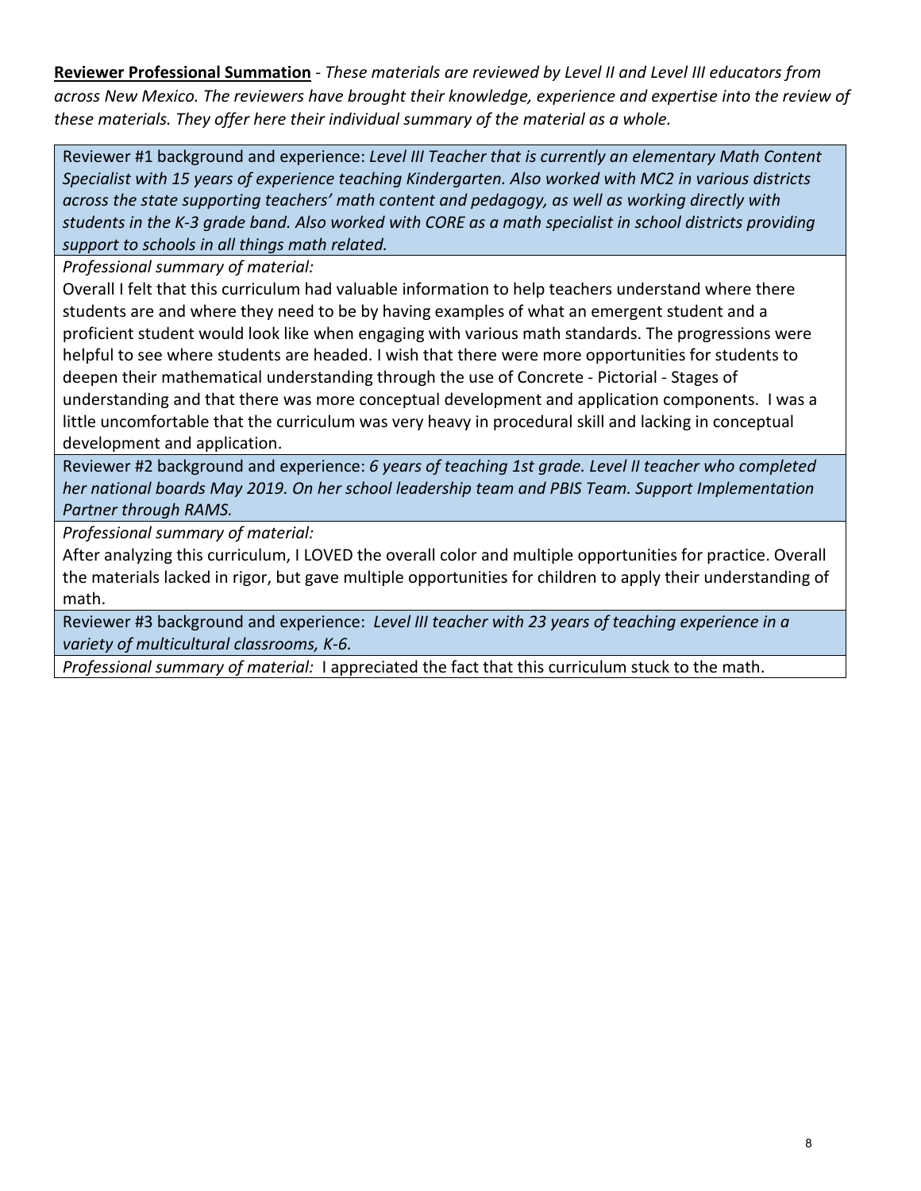**Reviewer Professional Summation** - *These materials are reviewed by Level II and Level III educators from across New Mexico. The reviewers have brought their knowledge, experience and expertise into the review of these materials. They offer here their individual summary of the material as a whole.*

| Reviewer #1 background and experience: *Level III Teacher that is currently an elementary Math Content Specialist with 15 years of experience teaching Kindergarten. Also worked with MC2 in various districts across the state supporting teachers' math content and pedagogy, as well as working directly with students in the K-3 grade band. Also worked with CORE as a math specialist in school districts providing support to schools in all things math related.* |
|---|
| *Professional summary of material:*<br>Overall I felt that this curriculum had valuable information to help teachers understand where there students are and where they need to be by having examples of what an emergent student and a proficient student would look like when engaging with various math standards. The progressions were helpful to see where students are headed. I wish that there were more opportunities for students to deepen their mathematical understanding through the use of Concrete - Pictorial - Stages of understanding and that there was more conceptual development and application components. I was a little uncomfortable that the curriculum was very heavy in procedural skill and lacking in conceptual development and application. |
| Reviewer #2 background and experience: *6 years of teaching 1st grade. Level II teacher who completed her national boards May 2019. On her school leadership team and PBIS Team. Support Implementation Partner through RAMS.* |
| *Professional summary of material:*<br>After analyzing this curriculum, I LOVED the overall color and multiple opportunities for practice. Overall the materials lacked in rigor, but gave multiple opportunities for children to apply their understanding of math. |
| Reviewer #3 background and experience: *Level III teacher with 23 years of teaching experience in a variety of multicultural classrooms, K-6.* |
| *Professional summary of material:* I appreciated the fact that this curriculum stuck to the math. |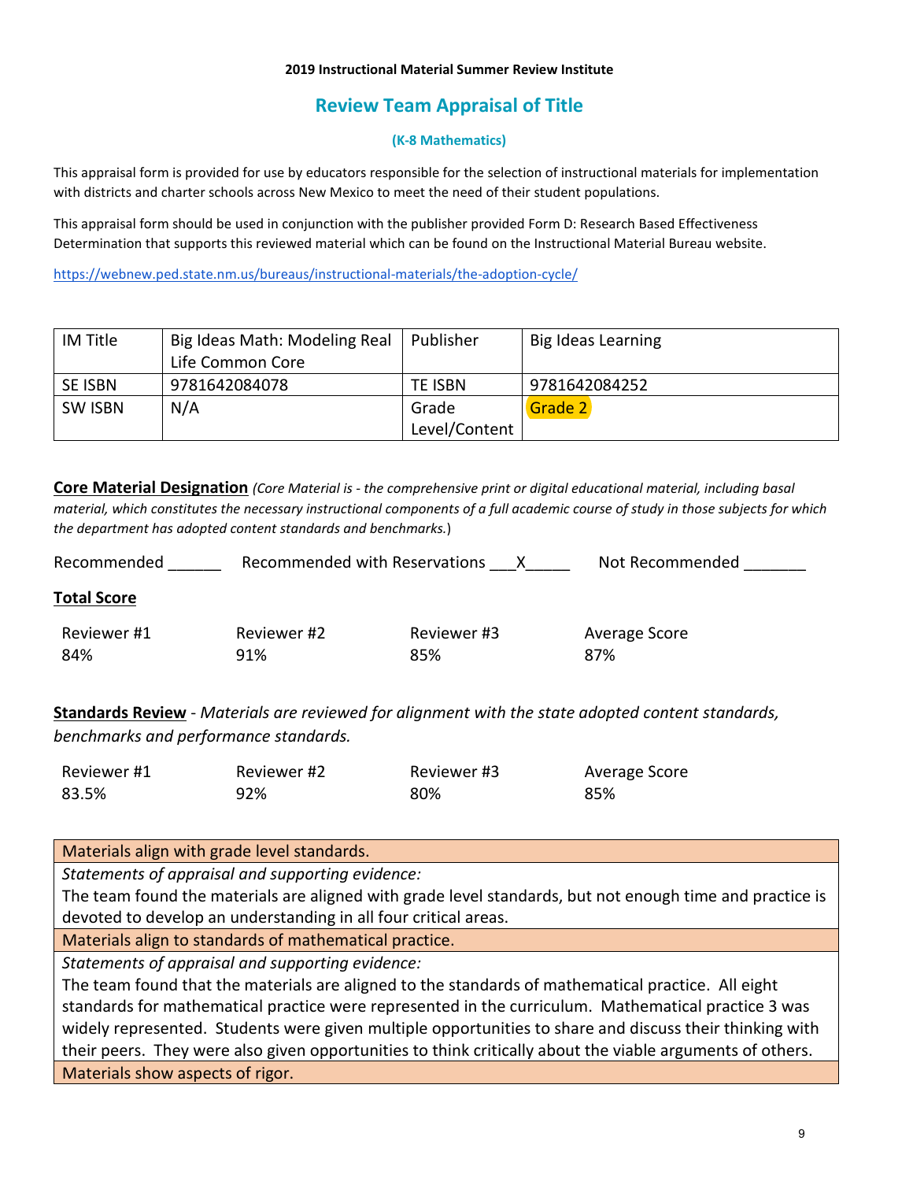**2019 Instructional Material Summer Review Institute**

## Review Team Appraisal of Title

**(K-8 Mathematics)**

This appraisal form is provided for use by educators responsible for the selection of instructional materials for implementation with districts and charter schools across New Mexico to meet the need of their student populations.

This appraisal form should be used in conjunction with the publisher provided Form D: Research Based Effectiveness Determination that supports this reviewed material which can be found on the Instructional Material Bureau website.

https://webnew.ped.state.nm.us/bureaus/instructional-materials/the-adoption-cycle/

| IM Title | Big Ideas Math: Modeling Real Life Common Core | Publisher | Big Ideas Learning |
|---|---|---|---|
| SE ISBN | 9781642084078 | TE ISBN | 9781642084252 |
| SW ISBN | N/A | Grade Level/Content | Grade 2 |

**Core Material Designation** *(Core Material is - the comprehensive print or digital educational material, including basal material, which constitutes the necessary instructional components of a full academic course of study in those subjects for which the department has adopted content standards and benchmarks.*)

Recommended ______ Recommended with Reservations ___X_____ Not Recommended _______

**Total Score**

| Reviewer #1 | Reviewer #2 | Reviewer #3 | Average Score |
|---|---|---|---|
| 84% | 91% | 85% | 87% |

**Standards Review** - *Materials are reviewed for alignment with the state adopted content standards, benchmarks and performance standards.*

| Reviewer #1 | Reviewer #2 | Reviewer #3 | Average Score |
|---|---|---|---|
| 83.5% | 92% | 80% | 85% |

| Materials align with grade level standards. |
|---|
| *Statements of appraisal and supporting evidence:* |
| The team found the materials are aligned with grade level standards, but not enough time and practice is devoted to develop an understanding in all four critical areas. |
| Materials align to standards of mathematical practice. |
| *Statements of appraisal and supporting evidence:* |
| The team found that the materials are aligned to the standards of mathematical practice. All eight standards for mathematical practice were represented in the curriculum. Mathematical practice 3 was widely represented. Students were given multiple opportunities to share and discuss their thinking with their peers. They were also given opportunities to think critically about the viable arguments of others. |
| Materials show aspects of rigor. |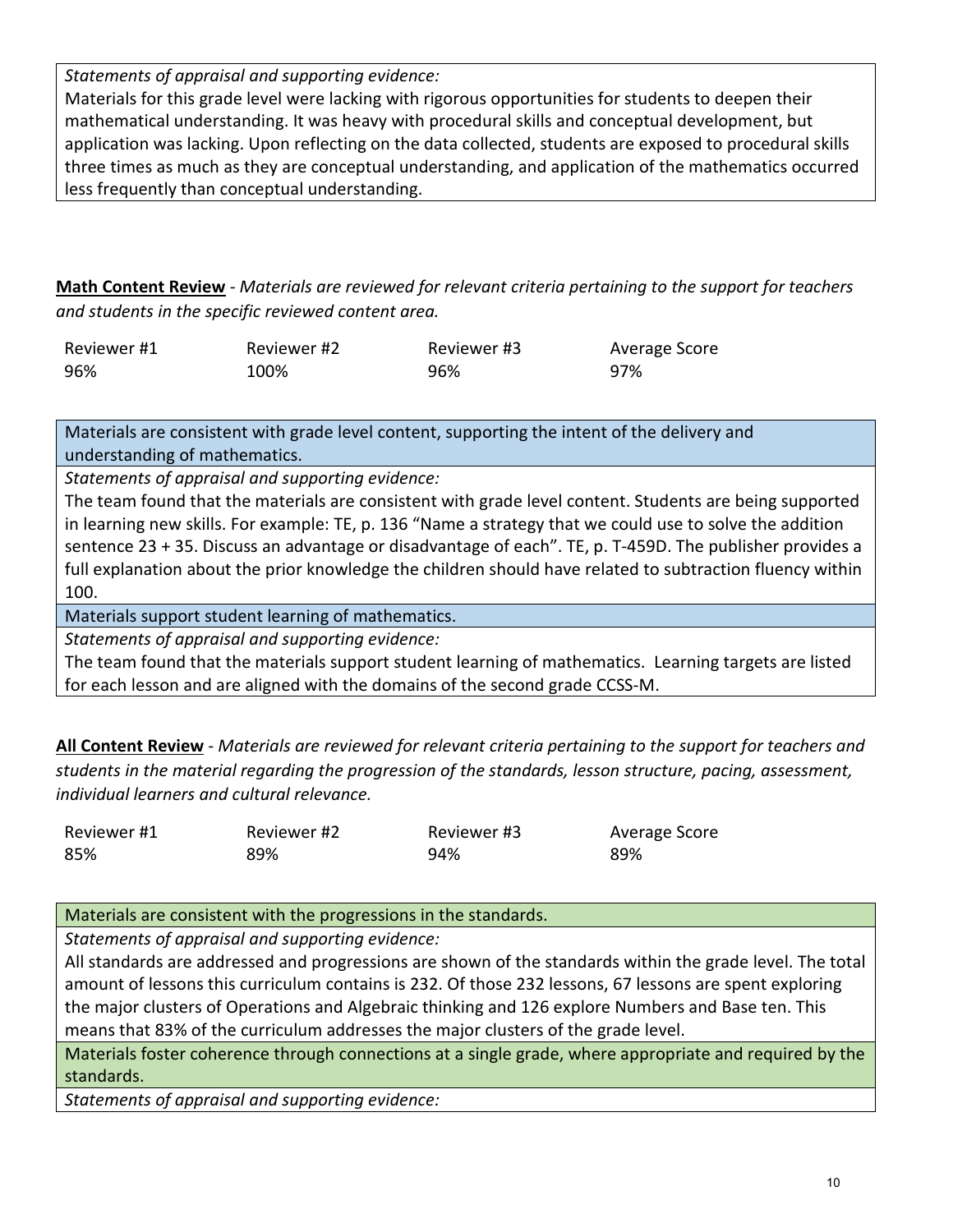*Statements of appraisal and supporting evidence:*

Materials for this grade level were lacking with rigorous opportunities for students to deepen their mathematical understanding. It was heavy with procedural skills and conceptual development, but application was lacking. Upon reflecting on the data collected, students are exposed to procedural skills three times as much as they are conceptual understanding, and application of the mathematics occurred less frequently than conceptual understanding.

**Math Content Review** - *Materials are reviewed for relevant criteria pertaining to the support for teachers and students in the specific reviewed content area.*

| Reviewer #1 | Reviewer #2 | Reviewer #3 | Average Score |
|---|---|---|---|
| 96% | 100% | 96% | 97% |

Materials are consistent with grade level content, supporting the intent of the delivery and understanding of mathematics.

*Statements of appraisal and supporting evidence:*

The team found that the materials are consistent with grade level content. Students are being supported in learning new skills. For example: TE, p. 136 "Name a strategy that we could use to solve the addition sentence 23 + 35. Discuss an advantage or disadvantage of each". TE, p. T-459D. The publisher provides a full explanation about the prior knowledge the children should have related to subtraction fluency within 100.

Materials support student learning of mathematics.

*Statements of appraisal and supporting evidence:*

The team found that the materials support student learning of mathematics. Learning targets are listed for each lesson and are aligned with the domains of the second grade CCSS-M.

**All Content Review** - *Materials are reviewed for relevant criteria pertaining to the support for teachers and students in the material regarding the progression of the standards, lesson structure, pacing, assessment, individual learners and cultural relevance.*

| Reviewer #1 | Reviewer #2 | Reviewer #3 | Average Score |
|---|---|---|---|
| 85% | 89% | 94% | 89% |

Materials are consistent with the progressions in the standards.

*Statements of appraisal and supporting evidence:*

All standards are addressed and progressions are shown of the standards within the grade level. The total amount of lessons this curriculum contains is 232. Of those 232 lessons, 67 lessons are spent exploring the major clusters of Operations and Algebraic thinking and 126 explore Numbers and Base ten. This means that 83% of the curriculum addresses the major clusters of the grade level.

Materials foster coherence through connections at a single grade, where appropriate and required by the standards.

*Statements of appraisal and supporting evidence:*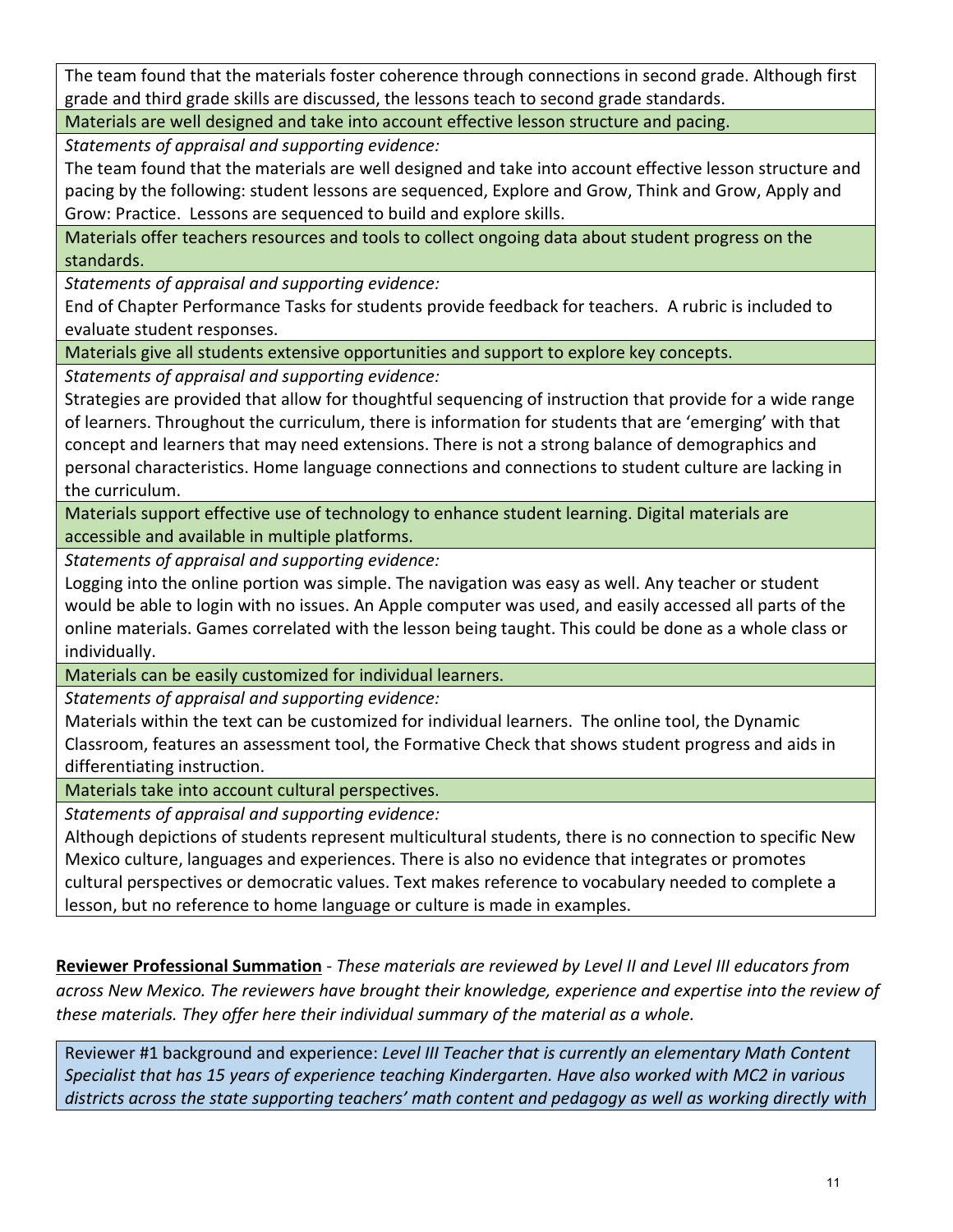The team found that the materials foster coherence through connections in second grade. Although first grade and third grade skills are discussed, the lessons teach to second grade standards.

**Materials are well designed and take into account effective lesson structure and pacing.**

*Statements of appraisal and supporting evidence:*

The team found that the materials are well designed and take into account effective lesson structure and pacing by the following: student lessons are sequenced, Explore and Grow, Think and Grow, Apply and Grow: Practice. Lessons are sequenced to build and explore skills.

**Materials offer teachers resources and tools to collect ongoing data about student progress on the standards.**

*Statements of appraisal and supporting evidence:*

End of Chapter Performance Tasks for students provide feedback for teachers. A rubric is included to evaluate student responses.

**Materials give all students extensive opportunities and support to explore key concepts.**

*Statements of appraisal and supporting evidence:*

Strategies are provided that allow for thoughtful sequencing of instruction that provide for a wide range of learners. Throughout the curriculum, there is information for students that are 'emerging' with that concept and learners that may need extensions. There is not a strong balance of demographics and personal characteristics. Home language connections and connections to student culture are lacking in the curriculum.

**Materials support effective use of technology to enhance student learning. Digital materials are accessible and available in multiple platforms.**

*Statements of appraisal and supporting evidence:*

Logging into the online portion was simple. The navigation was easy as well. Any teacher or student would be able to login with no issues. An Apple computer was used, and easily accessed all parts of the online materials. Games correlated with the lesson being taught. This could be done as a whole class or individually.

**Materials can be easily customized for individual learners.**

*Statements of appraisal and supporting evidence:*

Materials within the text can be customized for individual learners. The online tool, the Dynamic Classroom, features an assessment tool, the Formative Check that shows student progress and aids in differentiating instruction.

**Materials take into account cultural perspectives.**

*Statements of appraisal and supporting evidence:*

Although depictions of students represent multicultural students, there is no connection to specific New Mexico culture, languages and experiences. There is also no evidence that integrates or promotes cultural perspectives or democratic values. Text makes reference to vocabulary needed to complete a lesson, but no reference to home language or culture is made in examples.

**Reviewer Professional Summation** - *These materials are reviewed by Level II and Level III educators from across New Mexico. The reviewers have brought their knowledge, experience and expertise into the review of these materials. They offer here their individual summary of the material as a whole.*

Reviewer #1 background and experience: *Level III Teacher that is currently an elementary Math Content Specialist that has 15 years of experience teaching Kindergarten. Have also worked with MC2 in various districts across the state supporting teachers' math content and pedagogy as well as working directly with*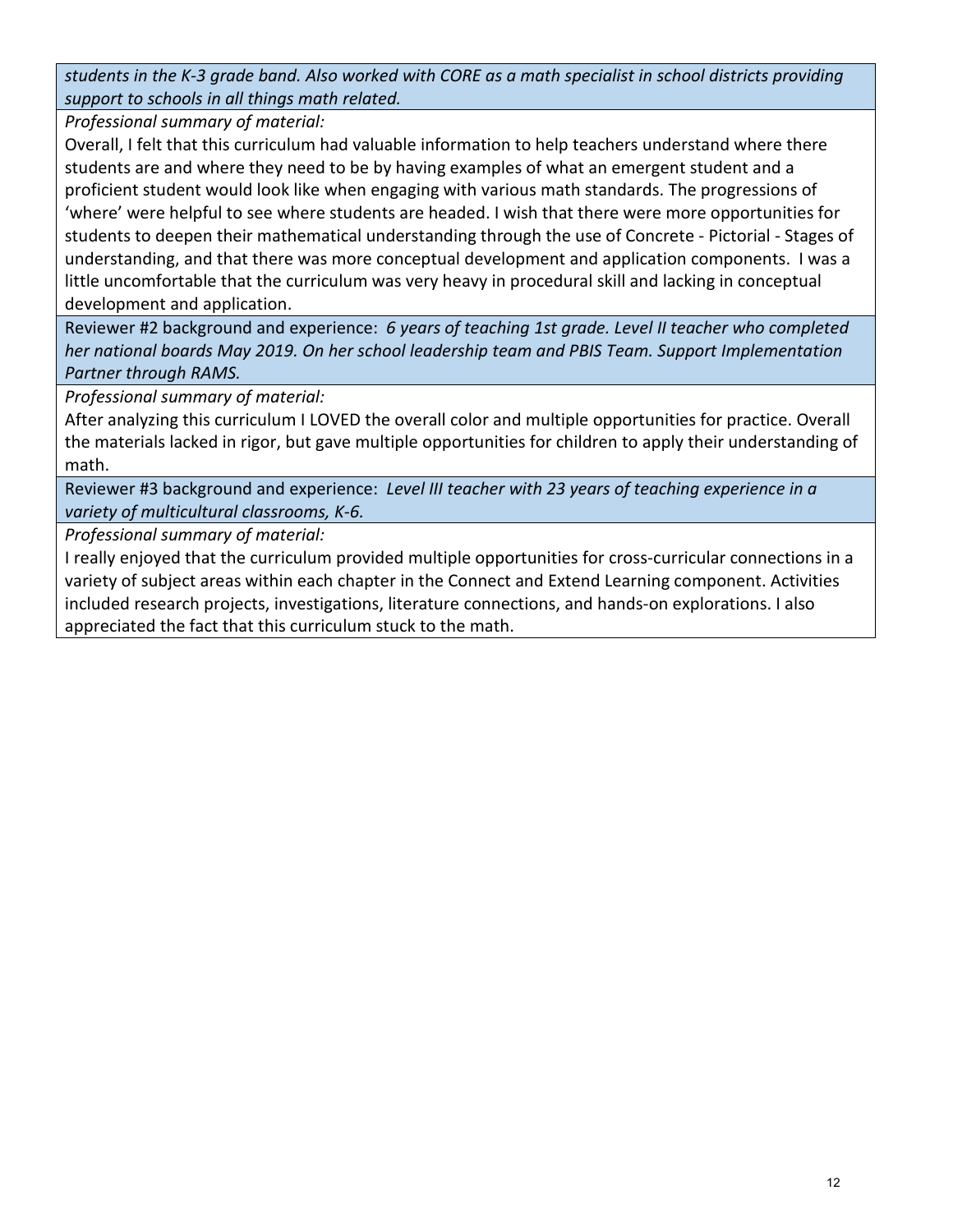*students in the K-3 grade band. Also worked with CORE as a math specialist in school districts providing support to schools in all things math related.*

*Professional summary of material:*

Overall, I felt that this curriculum had valuable information to help teachers understand where there students are and where they need to be by having examples of what an emergent student and a proficient student would look like when engaging with various math standards. The progressions of 'where' were helpful to see where students are headed. I wish that there were more opportunities for students to deepen their mathematical understanding through the use of Concrete - Pictorial - Stages of understanding, and that there was more conceptual development and application components. I was a little uncomfortable that the curriculum was very heavy in procedural skill and lacking in conceptual development and application.

Reviewer #2 background and experience: *6 years of teaching 1st grade. Level II teacher who completed her national boards May 2019. On her school leadership team and PBIS Team. Support Implementation Partner through RAMS.*

*Professional summary of material:*

After analyzing this curriculum I LOVED the overall color and multiple opportunities for practice. Overall the materials lacked in rigor, but gave multiple opportunities for children to apply their understanding of math.

Reviewer #3 background and experience: *Level III teacher with 23 years of teaching experience in a variety of multicultural classrooms, K-6.*

*Professional summary of material:*

I really enjoyed that the curriculum provided multiple opportunities for cross-curricular connections in a variety of subject areas within each chapter in the Connect and Extend Learning component. Activities included research projects, investigations, literature connections, and hands-on explorations. I also appreciated the fact that this curriculum stuck to the math.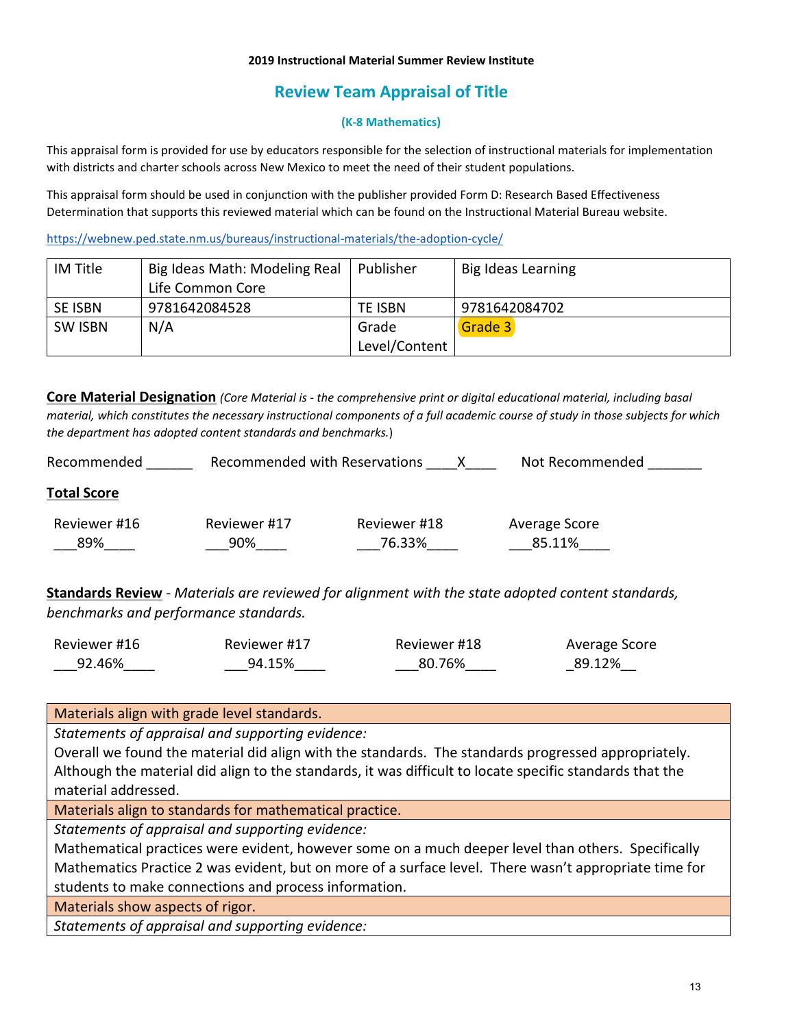**2019 Instructional Material Summer Review Institute**

## Review Team Appraisal of Title

**(K-8 Mathematics)**

This appraisal form is provided for use by educators responsible for the selection of instructional materials for implementation with districts and charter schools across New Mexico to meet the need of their student populations.

This appraisal form should be used in conjunction with the publisher provided Form D: Research Based Effectiveness Determination that supports this reviewed material which can be found on the Instructional Material Bureau website.

https://webnew.ped.state.nm.us/bureaus/instructional-materials/the-adoption-cycle/

| IM Title | Big Ideas Math: Modeling Real Life Common Core | Publisher | Big Ideas Learning |
|---|---|---|---|
| SE ISBN | 9781642084528 | TE ISBN | 9781642084702 |
| SW ISBN | N/A | Grade Level/Content | Grade 3 |

**Core Material Designation** *(Core Material is - the comprehensive print or digital educational material, including basal material, which constitutes the necessary instructional components of a full academic course of study in those subjects for which the department has adopted content standards and benchmarks.*)

Recommended ______ Recommended with Reservations ____X____ Not Recommended _______

**Total Score**

| Reviewer #16 | Reviewer #17 | Reviewer #18 | Average Score |
|---|---|---|---|
| 89% | 90% | 76.33% | 85.11% |

**Standards Review** - *Materials are reviewed for alignment with the state adopted content standards, benchmarks and performance standards.*

| Reviewer #16 | Reviewer #17 | Reviewer #18 | Average Score |
|---|---|---|---|
| 92.46% | 94.15% | 80.76% | 89.12% |

| Materials align with grade level standards. |
|---|
| *Statements of appraisal and supporting evidence:*<br>Overall we found the material did align with the standards. The standards progressed appropriately. Although the material did align to the standards, it was difficult to locate specific standards that the material addressed. |
| Materials align to standards for mathematical practice. |
| *Statements of appraisal and supporting evidence:*<br>Mathematical practices were evident, however some on a much deeper level than others. Specifically Mathematics Practice 2 was evident, but on more of a surface level. There wasn't appropriate time for students to make connections and process information. |
| Materials show aspects of rigor. |
| *Statements of appraisal and supporting evidence:* |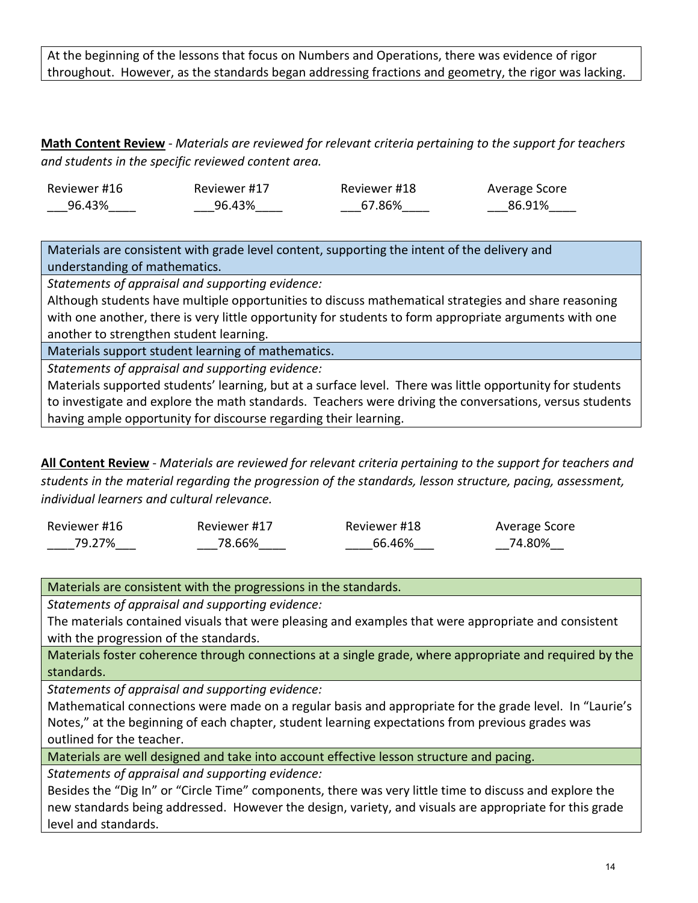At the beginning of the lessons that focus on Numbers and Operations, there was evidence of rigor throughout. However, as the standards began addressing fractions and geometry, the rigor was lacking.

**Math Content Review** - *Materials are reviewed for relevant criteria pertaining to the support for teachers and students in the specific reviewed content area.*

| Reviewer #16 | Reviewer #17 | Reviewer #18 | Average Score |
|---|---|---|---|
| 96.43% | 96.43% | 67.86% | 86.91% |

| Materials are consistent with grade level content, supporting the intent of the delivery and understanding of mathematics. |
|---|
| *Statements of appraisal and supporting evidence:* |
| Although students have multiple opportunities to discuss mathematical strategies and share reasoning with one another, there is very little opportunity for students to form appropriate arguments with one another to strengthen student learning. |
| Materials support student learning of mathematics. |
| *Statements of appraisal and supporting evidence:* |
| Materials supported students' learning, but at a surface level. There was little opportunity for students to investigate and explore the math standards. Teachers were driving the conversations, versus students having ample opportunity for discourse regarding their learning. |

**All Content Review** - *Materials are reviewed for relevant criteria pertaining to the support for teachers and students in the material regarding the progression of the standards, lesson structure, pacing, assessment, individual learners and cultural relevance.*

| Reviewer #16 | Reviewer #17 | Reviewer #18 | Average Score |
|---|---|---|---|
| 79.27% | 78.66% | 66.46% | 74.80% |

| Materials are consistent with the progressions in the standards. |
|---|
| *Statements of appraisal and supporting evidence:* |
| The materials contained visuals that were pleasing and examples that were appropriate and consistent with the progression of the standards. |
| Materials foster coherence through connections at a single grade, where appropriate and required by the standards. |
| *Statements of appraisal and supporting evidence:* |
| Mathematical connections were made on a regular basis and appropriate for the grade level. In "Laurie's Notes," at the beginning of each chapter, student learning expectations from previous grades was outlined for the teacher. |
| Materials are well designed and take into account effective lesson structure and pacing. |
| *Statements of appraisal and supporting evidence:* |
| Besides the "Dig In" or "Circle Time" components, there was very little time to discuss and explore the new standards being addressed. However the design, variety, and visuals are appropriate for this grade level and standards. |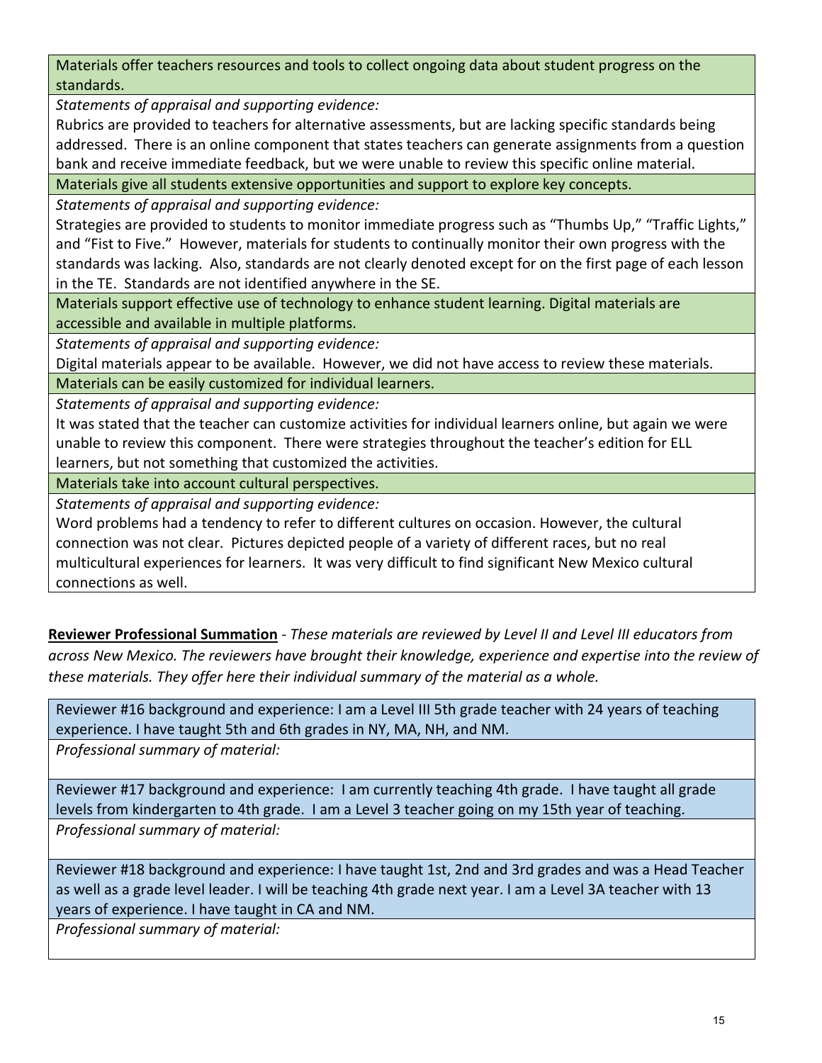| Materials offer teachers resources and tools to collect ongoing data about student progress on the standards. |
|---|
| *Statements of appraisal and supporting evidence:* |
| Rubrics are provided to teachers for alternative assessments, but are lacking specific standards being addressed. There is an online component that states teachers can generate assignments from a question bank and receive immediate feedback, but we were unable to review this specific online material. |
| Materials give all students extensive opportunities and support to explore key concepts. |
| *Statements of appraisal and supporting evidence:* |
| Strategies are provided to students to monitor immediate progress such as "Thumbs Up," "Traffic Lights," and "Fist to Five." However, materials for students to continually monitor their own progress with the standards was lacking. Also, standards are not clearly denoted except for on the first page of each lesson in the TE. Standards are not identified anywhere in the SE. |
| Materials support effective use of technology to enhance student learning. Digital materials are accessible and available in multiple platforms. |
| *Statements of appraisal and supporting evidence:* |
| Digital materials appear to be available. However, we did not have access to review these materials. |
| Materials can be easily customized for individual learners. |
| *Statements of appraisal and supporting evidence:* |
| It was stated that the teacher can customize activities for individual learners online, but again we were unable to review this component. There were strategies throughout the teacher's edition for ELL learners, but not something that customized the activities. |
| Materials take into account cultural perspectives. |
| *Statements of appraisal and supporting evidence:* |
| Word problems had a tendency to refer to different cultures on occasion. However, the cultural connection was not clear. Pictures depicted people of a variety of different races, but no real multicultural experiences for learners. It was very difficult to find significant New Mexico cultural connections as well. |

**Reviewer Professional Summation** - *These materials are reviewed by Level II and Level III educators from across New Mexico. The reviewers have brought their knowledge, experience and expertise into the review of these materials. They offer here their individual summary of the material as a whole.*

| Reviewer #16 background and experience: I am a Level III 5th grade teacher with 24 years of teaching experience. I have taught 5th and 6th grades in NY, MA, NH, and NM. |
|---|
| *Professional summary of material:* |
| |

| Reviewer #17 background and experience: I am currently teaching 4th grade. I have taught all grade levels from kindergarten to 4th grade. I am a Level 3 teacher going on my 15th year of teaching. |
|---|
| *Professional summary of material:* |
| |

| Reviewer #18 background and experience: I have taught 1st, 2nd and 3rd grades and was a Head Teacher as well as a grade level leader. I will be teaching 4th grade next year. I am a Level 3A teacher with 13 years of experience. I have taught in CA and NM. |
|---|
| *Professional summary of material:* |
| |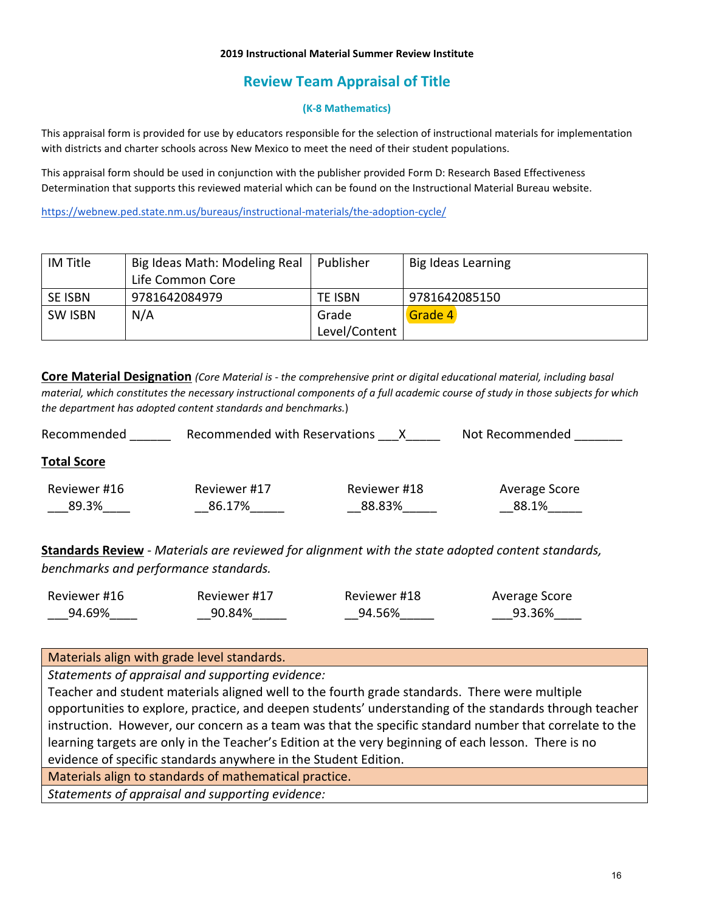**2019 Instructional Material Summer Review Institute**

## Review Team Appraisal of Title

### (K-8 Mathematics)

This appraisal form is provided for use by educators responsible for the selection of instructional materials for implementation with districts and charter schools across New Mexico to meet the need of their student populations.

This appraisal form should be used in conjunction with the publisher provided Form D: Research Based Effectiveness Determination that supports this reviewed material which can be found on the Instructional Material Bureau website.

https://webnew.ped.state.nm.us/bureaus/instructional-materials/the-adoption-cycle/

| IM Title | Big Ideas Math: Modeling Real Life Common Core | Publisher | Big Ideas Learning |
|---|---|---|---|
| SE ISBN | 9781642084979 | TE ISBN | 9781642085150 |
| SW ISBN | N/A | Grade Level/Content | Grade 4 |

**Core Material Designation** *(Core Material is - the comprehensive print or digital educational material, including basal material, which constitutes the necessary instructional components of a full academic course of study in those subjects for which the department has adopted content standards and benchmarks.*)

Recommended ______ Recommended with Reservations ___X_____ Not Recommended _______

**Total Score**

| Reviewer #16 | Reviewer #17 | Reviewer #18 | Average Score |
|---|---|---|---|
| ___89.3%____ | __86.17%_____ | __88.83%_____ | __88.1%_____ |

**Standards Review** - *Materials are reviewed for alignment with the state adopted content standards, benchmarks and performance standards.*

| Reviewer #16 | Reviewer #17 | Reviewer #18 | Average Score |
|---|---|---|---|
| ___94.69%____ | __90.84%_____ | __94.56%_____ | ___93.36%____ |

| Materials align with grade level standards. |
|---|
| *Statements of appraisal and supporting evidence:* Teacher and student materials aligned well to the fourth grade standards. There were multiple opportunities to explore, practice, and deepen students' understanding of the standards through teacher instruction. However, our concern as a team was that the specific standard number that correlate to the learning targets are only in the Teacher's Edition at the very beginning of each lesson. There is no evidence of specific standards anywhere in the Student Edition. |
| Materials align to standards of mathematical practice. |
| *Statements of appraisal and supporting evidence:* |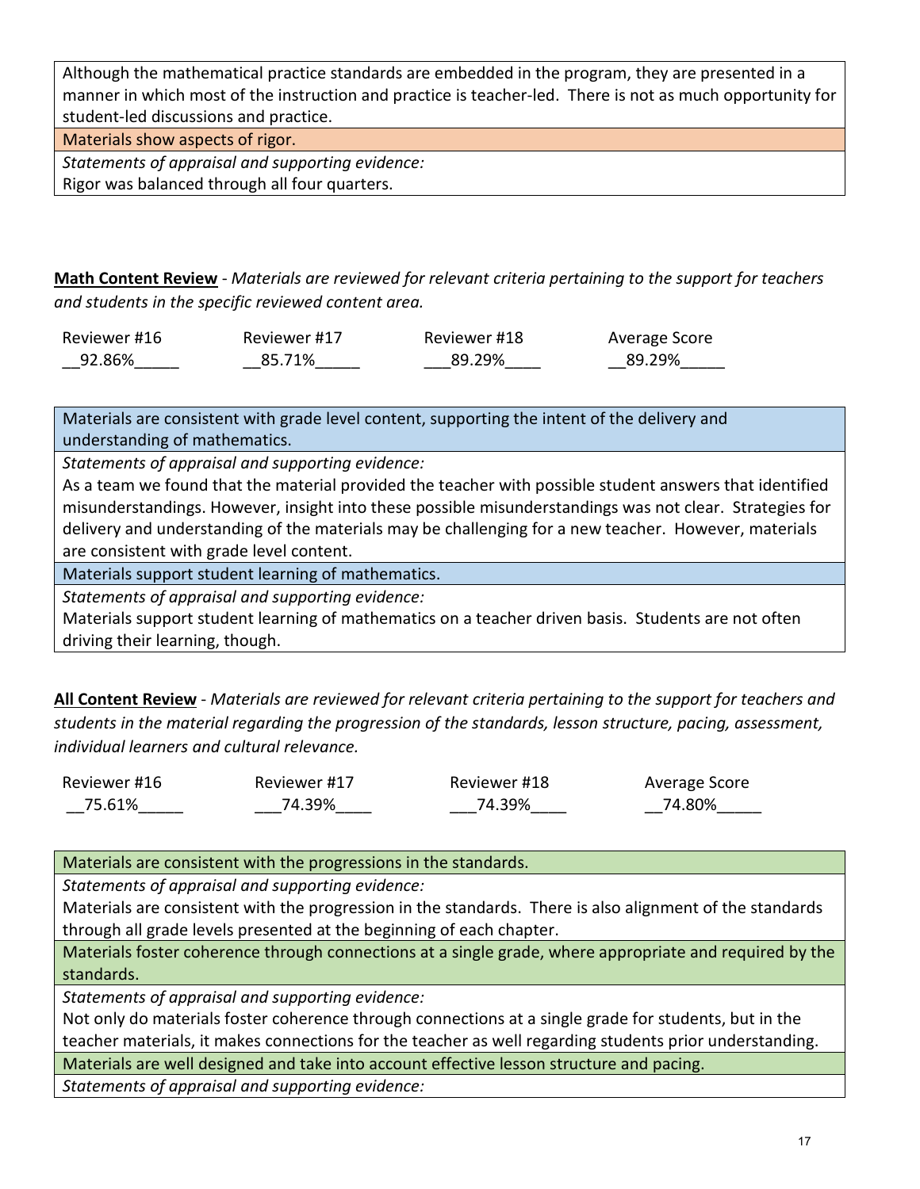Although the mathematical practice standards are embedded in the program, they are presented in a manner in which most of the instruction and practice is teacher-led. There is not as much opportunity for student-led discussions and practice.

**Materials show aspects of rigor.**

*Statements of appraisal and supporting evidence:*

Rigor was balanced through all four quarters.

**Math Content Review** - *Materials are reviewed for relevant criteria pertaining to the support for teachers and students in the specific reviewed content area.*

| Reviewer #16 | Reviewer #17 | Reviewer #18 | Average Score |
|---|---|---|---|
| 92.86% | 85.71% | 89.29% | 89.29% |

**Materials are consistent with grade level content, supporting the intent of the delivery and understanding of mathematics.**

*Statements of appraisal and supporting evidence:*

As a team we found that the material provided the teacher with possible student answers that identified misunderstandings. However, insight into these possible misunderstandings was not clear. Strategies for delivery and understanding of the materials may be challenging for a new teacher. However, materials are consistent with grade level content.

**Materials support student learning of mathematics.**

*Statements of appraisal and supporting evidence:*

Materials support student learning of mathematics on a teacher driven basis. Students are not often driving their learning, though.

**All Content Review** - *Materials are reviewed for relevant criteria pertaining to the support for teachers and students in the material regarding the progression of the standards, lesson structure, pacing, assessment, individual learners and cultural relevance.*

| Reviewer #16 | Reviewer #17 | Reviewer #18 | Average Score |
|---|---|---|---|
| 75.61% | 74.39% | 74.39% | 74.80% |

**Materials are consistent with the progressions in the standards.**

*Statements of appraisal and supporting evidence:*

Materials are consistent with the progression in the standards. There is also alignment of the standards through all grade levels presented at the beginning of each chapter.

**Materials foster coherence through connections at a single grade, where appropriate and required by the standards.**

*Statements of appraisal and supporting evidence:*

Not only do materials foster coherence through connections at a single grade for students, but in the teacher materials, it makes connections for the teacher as well regarding students prior understanding.

**Materials are well designed and take into account effective lesson structure and pacing.**

*Statements of appraisal and supporting evidence:*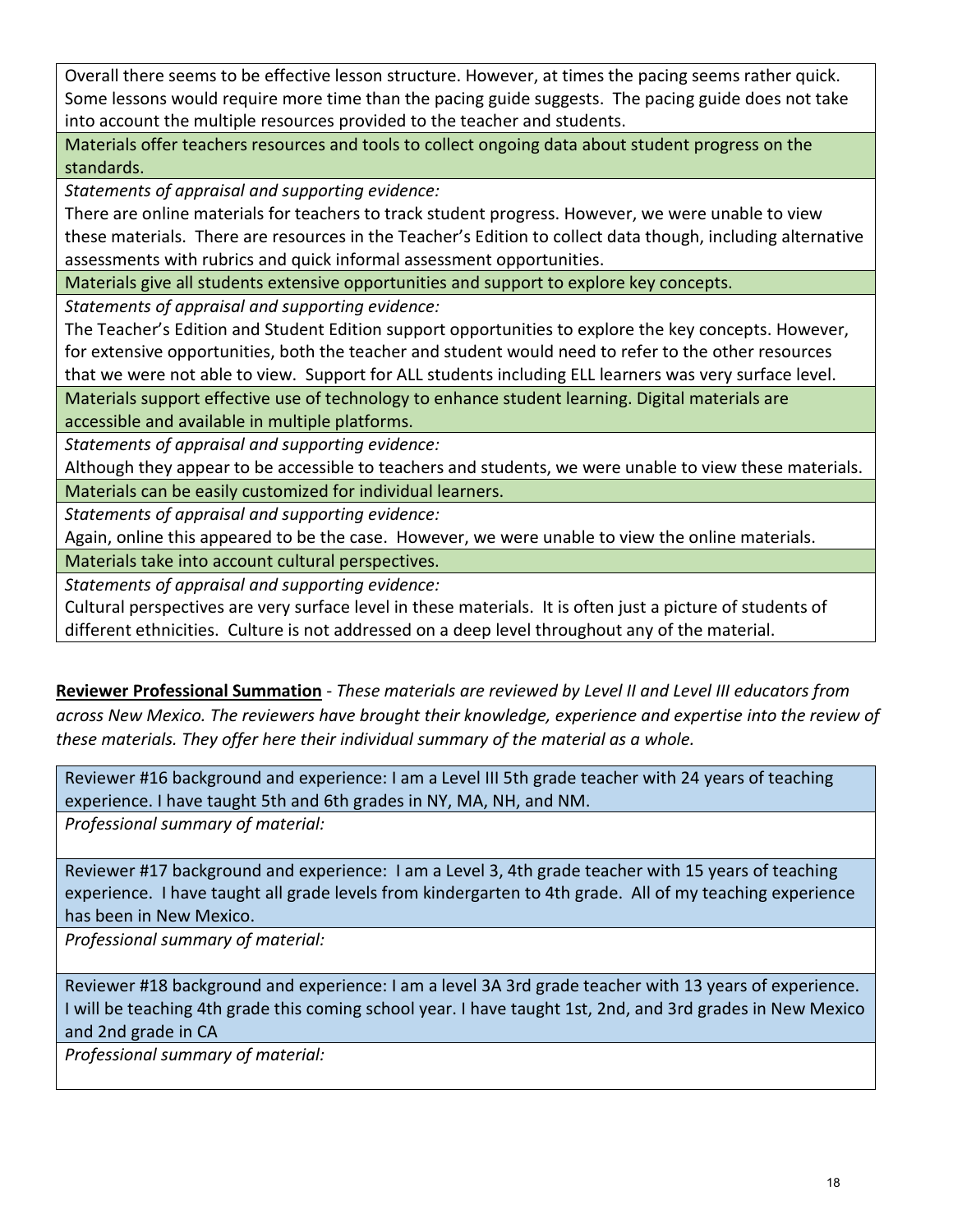Overall there seems to be effective lesson structure. However, at times the pacing seems rather quick. Some lessons would require more time than the pacing guide suggests. The pacing guide does not take into account the multiple resources provided to the teacher and students.

**Materials offer teachers resources and tools to collect ongoing data about student progress on the standards.**

*Statements of appraisal and supporting evidence:*

There are online materials for teachers to track student progress. However, we were unable to view these materials. There are resources in the Teacher's Edition to collect data though, including alternative assessments with rubrics and quick informal assessment opportunities.

**Materials give all students extensive opportunities and support to explore key concepts.**

*Statements of appraisal and supporting evidence:*

The Teacher's Edition and Student Edition support opportunities to explore the key concepts. However, for extensive opportunities, both the teacher and student would need to refer to the other resources that we were not able to view. Support for ALL students including ELL learners was very surface level.

**Materials support effective use of technology to enhance student learning. Digital materials are accessible and available in multiple platforms.**

*Statements of appraisal and supporting evidence:*

Although they appear to be accessible to teachers and students, we were unable to view these materials.

**Materials can be easily customized for individual learners.**

*Statements of appraisal and supporting evidence:*

Again, online this appeared to be the case. However, we were unable to view the online materials.

**Materials take into account cultural perspectives.**

*Statements of appraisal and supporting evidence:*

Cultural perspectives are very surface level in these materials. It is often just a picture of students of different ethnicities. Culture is not addressed on a deep level throughout any of the material.

**Reviewer Professional Summation** - *These materials are reviewed by Level II and Level III educators from across New Mexico. The reviewers have brought their knowledge, experience and expertise into the review of these materials. They offer here their individual summary of the material as a whole.*

Reviewer #16 background and experience: I am a Level III 5th grade teacher with 24 years of teaching experience. I have taught 5th and 6th grades in NY, MA, NH, and NM.

*Professional summary of material:*

Reviewer #17 background and experience: I am a Level 3, 4th grade teacher with 15 years of teaching experience. I have taught all grade levels from kindergarten to 4th grade. All of my teaching experience has been in New Mexico.

*Professional summary of material:*

Reviewer #18 background and experience: I am a level 3A 3rd grade teacher with 13 years of experience. I will be teaching 4th grade this coming school year. I have taught 1st, 2nd, and 3rd grades in New Mexico and 2nd grade in CA

*Professional summary of material:*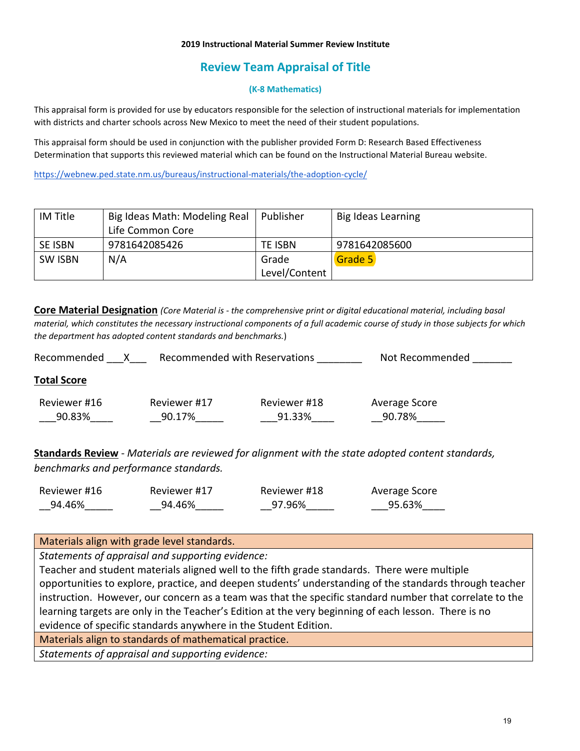**2019 Instructional Material Summer Review Institute**

## Review Team Appraisal of Title

**(K-8 Mathematics)**

This appraisal form is provided for use by educators responsible for the selection of instructional materials for implementation with districts and charter schools across New Mexico to meet the need of their student populations.

This appraisal form should be used in conjunction with the publisher provided Form D: Research Based Effectiveness Determination that supports this reviewed material which can be found on the Instructional Material Bureau website.

https://webnew.ped.state.nm.us/bureaus/instructional-materials/the-adoption-cycle/

| IM Title | Big Ideas Math: Modeling Real Life Common Core | Publisher | Big Ideas Learning |
|---|---|---|---|
| SE ISBN | 9781642085426 | TE ISBN | 9781642085600 |
| SW ISBN | N/A | Grade Level/Content | Grade 5 |

**Core Material Designation** *(Core Material is - the comprehensive print or digital educational material, including basal material, which constitutes the necessary instructional components of a full academic course of study in those subjects for which the department has adopted content standards and benchmarks.)*

Recommended \_\_\_X\_\_\_ Recommended with Reservations \_\_\_\_\_\_\_\_ Not Recommended \_\_\_\_\_\_\_

**Total Score**

| Reviewer #16 | Reviewer #17 | Reviewer #18 | Average Score |
|---|---|---|---|
| 90.83% | 90.17% | 91.33% | 90.78% |

**Standards Review** - *Materials are reviewed for alignment with the state adopted content standards, benchmarks and performance standards.*

| Reviewer #16 | Reviewer #17 | Reviewer #18 | Average Score |
|---|---|---|---|
| 94.46% | 94.46% | 97.96% | 95.63% |

| Materials align with grade level standards. |
|---|
| *Statements of appraisal and supporting evidence:* <br> Teacher and student materials aligned well to the fifth grade standards. There were multiple opportunities to explore, practice, and deepen students' understanding of the standards through teacher instruction. However, our concern as a team was that the specific standard number that correlate to the learning targets are only in the Teacher's Edition at the very beginning of each lesson. There is no evidence of specific standards anywhere in the Student Edition. |
| Materials align to standards of mathematical practice. |
| *Statements of appraisal and supporting evidence:* |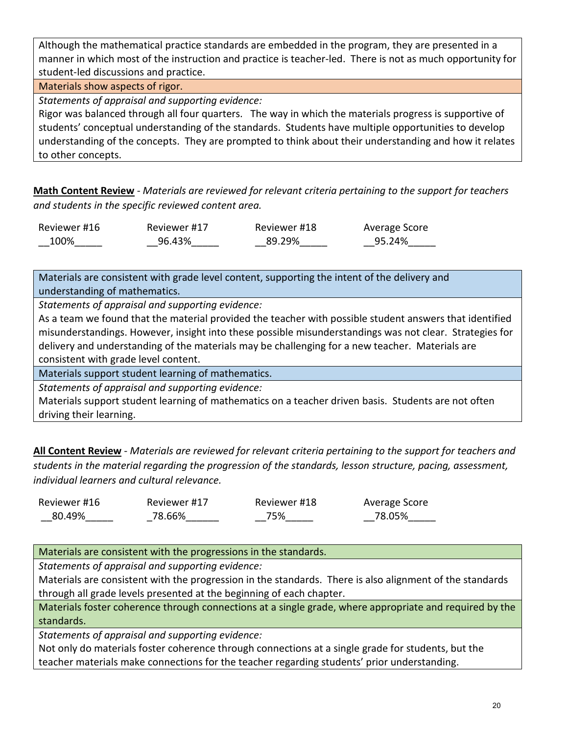Although the mathematical practice standards are embedded in the program, they are presented in a manner in which most of the instruction and practice is teacher-led. There is not as much opportunity for student-led discussions and practice.

**Materials show aspects of rigor.**

*Statements of appraisal and supporting evidence:*

Rigor was balanced through all four quarters. The way in which the materials progress is supportive of students' conceptual understanding of the standards. Students have multiple opportunities to develop understanding of the concepts. They are prompted to think about their understanding and how it relates to other concepts.

**Math Content Review** - *Materials are reviewed for relevant criteria pertaining to the support for teachers and students in the specific reviewed content area.*

| Reviewer #16 | Reviewer #17 | Reviewer #18 | Average Score |
|---|---|---|---|
| 100% | 96.43% | 89.29% | 95.24% |

**Materials are consistent with grade level content, supporting the intent of the delivery and understanding of mathematics.**

*Statements of appraisal and supporting evidence:*

As a team we found that the material provided the teacher with possible student answers that identified misunderstandings. However, insight into these possible misunderstandings was not clear. Strategies for delivery and understanding of the materials may be challenging for a new teacher. Materials are consistent with grade level content.

**Materials support student learning of mathematics.**

*Statements of appraisal and supporting evidence:*

Materials support student learning of mathematics on a teacher driven basis. Students are not often driving their learning.

**All Content Review** - *Materials are reviewed for relevant criteria pertaining to the support for teachers and students in the material regarding the progression of the standards, lesson structure, pacing, assessment, individual learners and cultural relevance.*

| Reviewer #16 | Reviewer #17 | Reviewer #18 | Average Score |
|---|---|---|---|
| 80.49% | 78.66% | 75% | 78.05% |

**Materials are consistent with the progressions in the standards.**

*Statements of appraisal and supporting evidence:*

Materials are consistent with the progression in the standards. There is also alignment of the standards through all grade levels presented at the beginning of each chapter.

**Materials foster coherence through connections at a single grade, where appropriate and required by the standards.**

*Statements of appraisal and supporting evidence:*

Not only do materials foster coherence through connections at a single grade for students, but the teacher materials make connections for the teacher regarding students' prior understanding.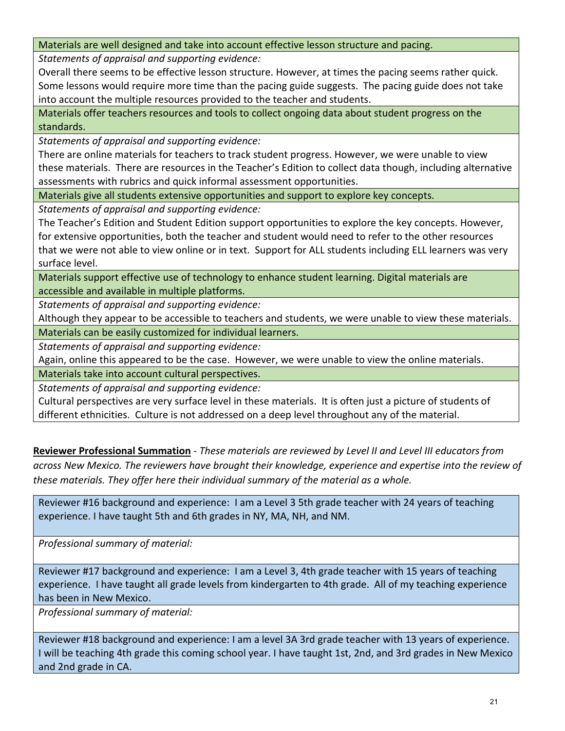| Materials are well designed and take into account effective lesson structure and pacing. |
|---|
| *Statements of appraisal and supporting evidence:* |
| Overall there seems to be effective lesson structure. However, at times the pacing seems rather quick. Some lessons would require more time than the pacing guide suggests. The pacing guide does not take into account the multiple resources provided to the teacher and students. |
| Materials offer teachers resources and tools to collect ongoing data about student progress on the standards. |
| *Statements of appraisal and supporting evidence:* |
| There are online materials for teachers to track student progress. However, we were unable to view these materials. There are resources in the Teacher's Edition to collect data though, including alternative assessments with rubrics and quick informal assessment opportunities. |
| Materials give all students extensive opportunities and support to explore key concepts. |
| *Statements of appraisal and supporting evidence:* |
| The Teacher's Edition and Student Edition support opportunities to explore the key concepts. However, for extensive opportunities, both the teacher and student would need to refer to the other resources that we were not able to view online or in text. Support for ALL students including ELL learners was very surface level. |
| Materials support effective use of technology to enhance student learning. Digital materials are accessible and available in multiple platforms. |
| *Statements of appraisal and supporting evidence:* |
| Although they appear to be accessible to teachers and students, we were unable to view these materials. |
| Materials can be easily customized for individual learners. |
| *Statements of appraisal and supporting evidence:* |
| Again, online this appeared to be the case. However, we were unable to view the online materials. |
| Materials take into account cultural perspectives. |
| *Statements of appraisal and supporting evidence:* |
| Cultural perspectives are very surface level in these materials. It is often just a picture of students of different ethnicities. Culture is not addressed on a deep level throughout any of the material. |

**Reviewer Professional Summation** - *These materials are reviewed by Level II and Level III educators from across New Mexico. The reviewers have brought their knowledge, experience and expertise into the review of these materials. They offer here their individual summary of the material as a whole.*

| Reviewer #16 background and experience: I am a Level 3 5th grade teacher with 24 years of teaching experience. I have taught 5th and 6th grades in NY, MA, NH, and NM. |
|---|
| *Professional summary of material:* |

| Reviewer #17 background and experience: I am a Level 3, 4th grade teacher with 15 years of teaching experience. I have taught all grade levels from kindergarten to 4th grade. All of my teaching experience has been in New Mexico. |
|---|
| *Professional summary of material:* |

| Reviewer #18 background and experience: I am a level 3A 3rd grade teacher with 13 years of experience. I will be teaching 4th grade this coming school year. I have taught 1st, 2nd, and 3rd grades in New Mexico and 2nd grade in CA. |
|---|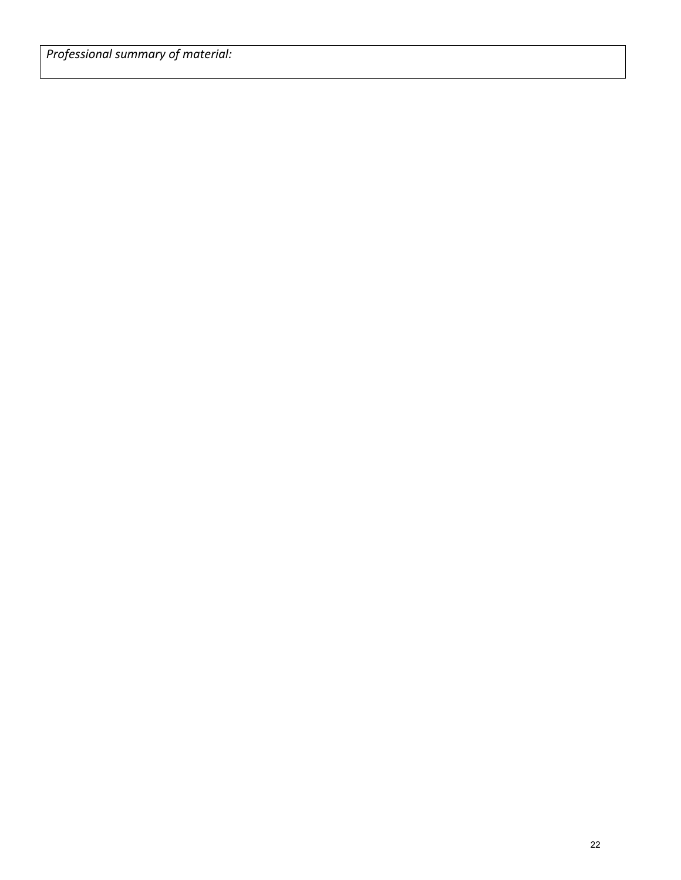| |
|---|
| *Professional summary of material:* |